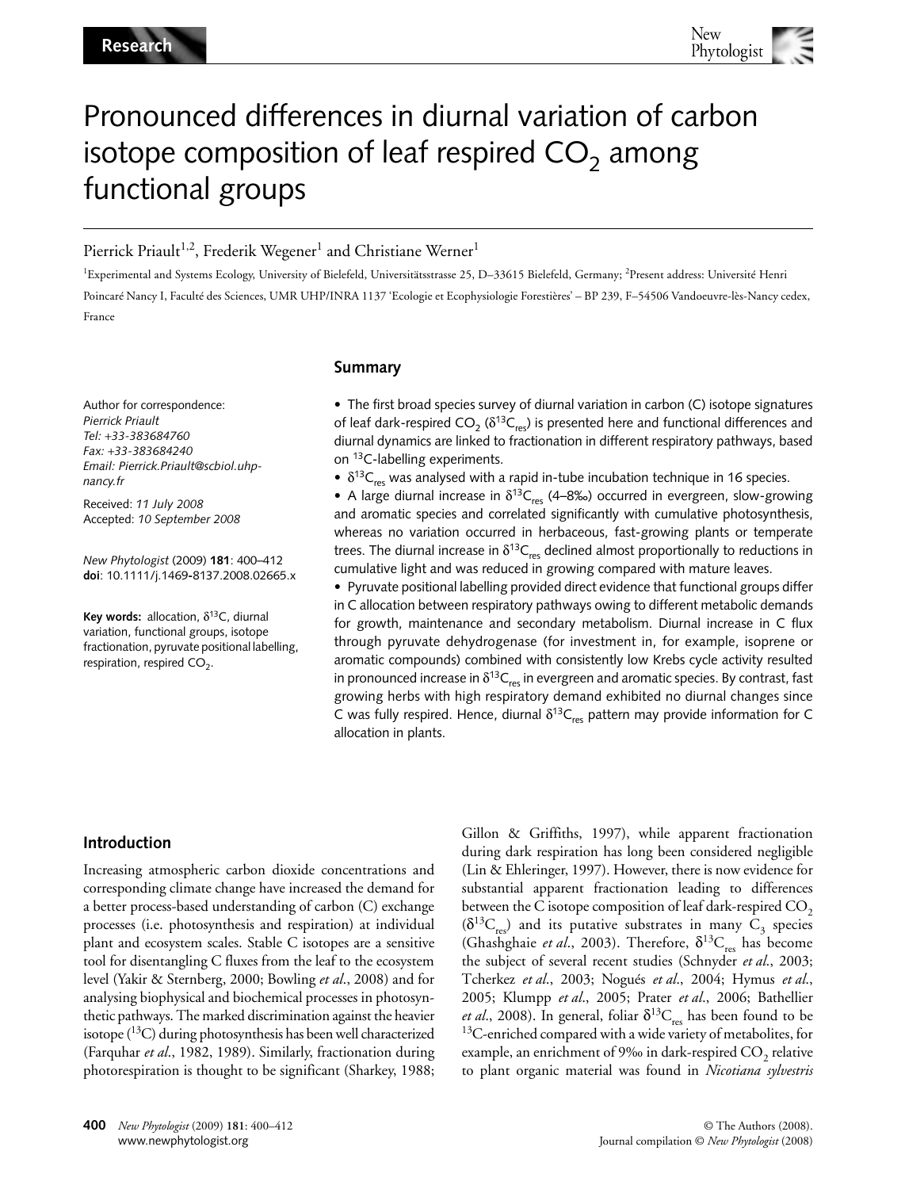# Pronounced differences in diurnal variation of carbon isotope composition of leaf respired $CO_2$ among functional groups

Pierrick Priault[1,2], Frederik Wegener[1] and Christiane Werner[1]

[1]Experimental and Systems Ecology, University of Bielefeld, Universitätsstrasse 25, D–33615 Bielefeld, Germany; [2]Present address: Université Henri Poincaré Nancy I, Faculté des Sciences, UMR UHP/INRA 1137 'Ecologie et Ecophysiologie Forestières' – BP 239, F–54506 Vandoeuvre-lès-Nancy cedex, France

Author for correspondence:
*Pierrick Priault*
*Tel: +33-383684760*
*Fax: +33-383684240*
*Email: Pierrick.Priault@scbiol.uhp-nancy.fr*

Received: *11 July 2008*
Accepted: *10 September 2008*

*New Phytologist* (2009) **181**: 400–412
**doi**: 10.1111/j.1469-8137.2008.02665.x

**Key words:** allocation, $\delta^{13}C$, diurnal variation, functional groups, isotope fractionation, pyruvate positional labelling, respiration, respired $CO_2$.

## Summary

- The first broad species survey of diurnal variation in carbon (C) isotope signatures of leaf dark-respired $CO_2$ ($\delta^{13}C_{res}$) is presented here and functional differences and diurnal dynamics are linked to fractionation in different respiratory pathways, based on $^{13}C$-labelling experiments.
- $\delta^{13}C_{res}$ was analysed with a rapid in-tube incubation technique in 16 species.
- A large diurnal increase in $\delta^{13}C_{res}$ (4–8‰) occurred in evergreen, slow-growing and aromatic species and correlated significantly with cumulative photosynthesis, whereas no variation occurred in herbaceous, fast-growing plants or temperate trees. The diurnal increase in $\delta^{13}C_{res}$ declined almost proportionally to reductions in cumulative light and was reduced in growing compared with mature leaves.
- Pyruvate positional labelling provided direct evidence that functional groups differ in C allocation between respiratory pathways owing to different metabolic demands for growth, maintenance and secondary metabolism. Diurnal increase in C flux through pyruvate dehydrogenase (for investment in, for example, isoprene or aromatic compounds) combined with consistently low Krebs cycle activity resulted in pronounced increase in $\delta^{13}C_{res}$ in evergreen and aromatic species. By contrast, fast growing herbs with high respiratory demand exhibited no diurnal changes since C was fully respired. Hence, diurnal $\delta^{13}C_{res}$ pattern may provide information for C allocation in plants.

## Introduction

Increasing atmospheric carbon dioxide concentrations and corresponding climate change have increased the demand for a better process-based understanding of carbon (C) exchange processes (i.e. photosynthesis and respiration) at individual plant and ecosystem scales. Stable C isotopes are a sensitive tool for disentangling C fluxes from the leaf to the ecosystem level (Yakir & Sternberg, 2000; Bowling *et al*., 2008) and for analysing biophysical and biochemical processes in photosynthetic pathways. The marked discrimination against the heavier isotope ($^{13}C$) during photosynthesis has been well characterized (Farquhar *et al*., 1982, 1989). Similarly, fractionation during photorespiration is thought to be significant (Sharkey, 1988; Gillon & Griffiths, 1997), while apparent fractionation during dark respiration has long been considered negligible (Lin & Ehleringer, 1997). However, there is now evidence for substantial apparent fractionation leading to differences between the C isotope composition of leaf dark-respired $CO_2$ ($\delta^{13}C_{res}$) and its putative substrates in many $C_3$ species (Ghashghaie *et al*., 2003). Therefore, $\delta^{13}C_{res}$ has become the subject of several recent studies (Schnyder *et al*., 2003; Tcherkez *et al*., 2003; Nogués *et al*., 2004; Hymus *et al*., 2005; Klumpp *et al*., 2005; Prater *et al*., 2006; Bathellier *et al*., 2008). In general, foliar $\delta^{13}C_{res}$ has been found to be $^{13}C$-enriched compared with a wide variety of metabolites, for example, an enrichment of 9‰ in dark-respired $CO_2$ relative to plant organic material was found in *Nicotiana sylvestris*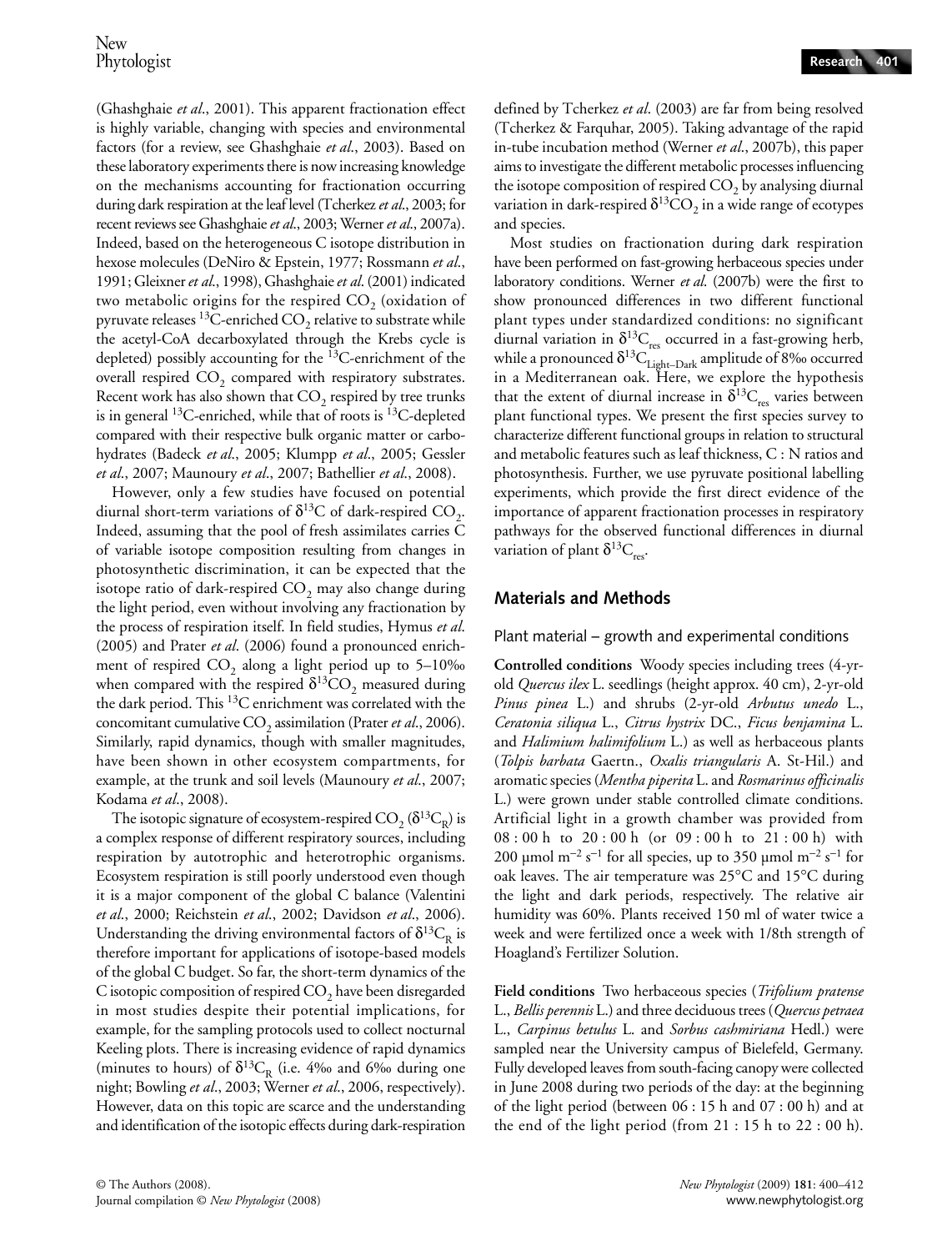(Ghashghaie *et al.*, 2001). This apparent fractionation effect is highly variable, changing with species and environmental factors (for a review, see Ghashghaie *et al.*, 2003). Based on these laboratory experiments there is now increasing knowledge on the mechanisms accounting for fractionation occurring during dark respiration at the leaf level (Tcherkez *et al.*, 2003; for recent reviews see Ghashghaie *et al.*, 2003; Werner *et al.*, 2007a). Indeed, based on the heterogeneous C isotope distribution in hexose molecules (DeNiro & Epstein, 1977; Rossmann *et al.*, 1991; Gleixner *et al.*, 1998), Ghashghaie *et al.* (2001) indicated two metabolic origins for the respired $CO_2$ (oxidation of pyruvate releases $^{13}$C-enriched $CO_2$ relative to substrate while the acetyl-CoA decarboxylated through the Krebs cycle is depleted) possibly accounting for the $^{13}$C-enrichment of the overall respired $CO_2$ compared with respiratory substrates. Recent work has also shown that $CO_2$ respired by tree trunks is in general $^{13}$C-enriched, while that of roots is $^{13}$C-depleted compared with their respective bulk organic matter or carbohydrates (Badeck *et al.*, 2005; Klumpp *et al.*, 2005; Gessler *et al.*, 2007; Maunoury *et al.*, 2007; Bathellier *et al.*, 2008).

However, only a few studies have focused on potential diurnal short-term variations of $\delta^{13}$C of dark-respired $CO_2$. Indeed, assuming that the pool of fresh assimilates carries C of variable isotope composition resulting from changes in photosynthetic discrimination, it can be expected that the isotope ratio of dark-respired $CO_2$ may also change during the light period, even without involving any fractionation by the process of respiration itself. In field studies, Hymus *et al.* (2005) and Prater *et al.* (2006) found a pronounced enrichment of respired $CO_2$ along a light period up to 5–10‰ when compared with the respired $\delta^{13}CO_2$ measured during the dark period. This $^{13}$C enrichment was correlated with the concomitant cumulative $CO_2$ assimilation (Prater *et al.*, 2006). Similarly, rapid dynamics, though with smaller magnitudes, have been shown in other ecosystem compartments, for example, at the trunk and soil levels (Maunoury *et al.*, 2007; Kodama *et al.*, 2008).

The isotopic signature of ecosystem-respired $CO_2$ ($\delta^{13}C_R$) is a complex response of different respiratory sources, including respiration by autotrophic and heterotrophic organisms. Ecosystem respiration is still poorly understood even though it is a major component of the global C balance (Valentini *et al.*, 2000; Reichstein *et al.*, 2002; Davidson *et al.*, 2006). Understanding the driving environmental factors of $\delta^{13}C_R$ is therefore important for applications of isotope-based models of the global C budget. So far, the short-term dynamics of the C isotopic composition of respired $CO_2$ have been disregarded in most studies despite their potential implications, for example, for the sampling protocols used to collect nocturnal Keeling plots. There is increasing evidence of rapid dynamics (minutes to hours) of $\delta^{13}C_R$ (i.e. 4‰ and 6‰ during one night; Bowling *et al.*, 2003; Werner *et al.*, 2006, respectively). However, data on this topic are scarce and the understanding and identification of the isotopic effects during dark-respiration defined by Tcherkez *et al.* (2003) are far from being resolved (Tcherkez & Farquhar, 2005). Taking advantage of the rapid in-tube incubation method (Werner *et al.*, 2007b), this paper aims to investigate the different metabolic processes influencing the isotope composition of respired $CO_2$ by analysing diurnal variation in dark-respired $\delta^{13}CO_2$ in a wide range of ecotypes and species.

Most studies on fractionation during dark respiration have been performed on fast-growing herbaceous species under laboratory conditions. Werner *et al.* (2007b) were the first to show pronounced differences in two different functional plant types under standardized conditions: no significant diurnal variation in $\delta^{13}C_{res}$ occurred in a fast-growing herb, while a pronounced $\delta^{13}C_{Light-Dark}$ amplitude of 8‰ occurred in a Mediterranean oak. Here, we explore the hypothesis that the extent of diurnal increase in $\delta^{13}C_{res}$ varies between plant functional types. We present the first species survey to characterize different functional groups in relation to structural and metabolic features such as leaf thickness, C : N ratios and photosynthesis. Further, we use pyruvate positional labelling experiments, which provide the first direct evidence of the importance of apparent fractionation processes in respiratory pathways for the observed functional differences in diurnal variation of plant $\delta^{13}C_{res}$.

## Materials and Methods

### Plant material – growth and experimental conditions

**Controlled conditions** Woody species including trees (4-yr-old *Quercus ilex* L. seedlings (height approx. 40 cm), 2-yr-old *Pinus pinea* L.) and shrubs (2-yr-old *Arbutus unedo* L., *Ceratonia siliqua* L., *Citrus hystrix* DC., *Ficus benjamina* L. and *Halimium halimifolium* L.) as well as herbaceous plants (*Tolpis barbata* Gaertn., *Oxalis triangularis* A. St-Hil.) and aromatic species (*Mentha piperita* L. and *Rosmarinus officinalis* L.) were grown under stable controlled climate conditions. Artificial light in a growth chamber was provided from 08 : 00 h to 20 : 00 h (or 09 : 00 h to 21 : 00 h) with 200 μmol $m^{-2}$ $s^{-1}$ for all species, up to 350 μmol $m^{-2}$ $s^{-1}$ for oak leaves. The air temperature was 25°C and 15°C during the light and dark periods, respectively. The relative air humidity was 60%. Plants received 150 ml of water twice a week and were fertilized once a week with 1/8th strength of Hoagland's Fertilizer Solution.

**Field conditions** Two herbaceous species (*Trifolium pratense* L., *Bellis perennis* L.) and three deciduous trees (*Quercus petraea* L., *Carpinus betulus* L. and *Sorbus cashmiriana* Hedl.) were sampled near the University campus of Bielefeld, Germany. Fully developed leaves from south-facing canopy were collected in June 2008 during two periods of the day: at the beginning of the light period (between 06 : 15 h and 07 : 00 h) and at the end of the light period (from 21 : 15 h to 22 : 00 h).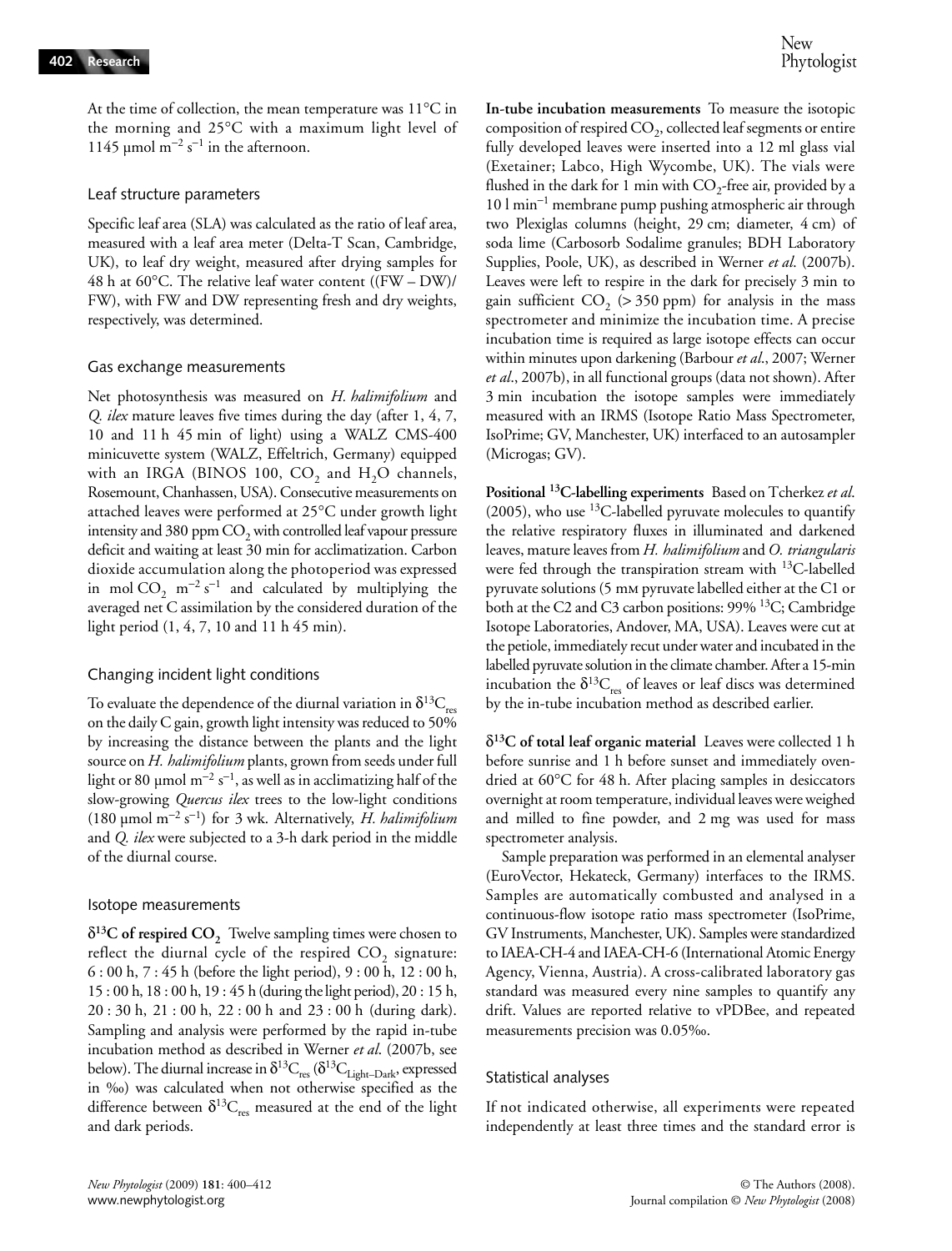At the time of collection, the mean temperature was 11°C in the morning and 25°C with a maximum light level of 1145 μmol $m^{-2}$ $s^{-1}$ in the afternoon.

## Leaf structure parameters

Specific leaf area (SLA) was calculated as the ratio of leaf area, measured with a leaf area meter (Delta-T Scan, Cambridge, UK), to leaf dry weight, measured after drying samples for 48 h at 60°C. The relative leaf water content ((FW – DW)/FW), with FW and DW representing fresh and dry weights, respectively, was determined.

## Gas exchange measurements

Net photosynthesis was measured on *H. halimifolium* and *Q. ilex* mature leaves five times during the day (after 1, 4, 7, 10 and 11 h 45 min of light) using a WALZ CMS-400 minicuvette system (WALZ, Effeltrich, Germany) equipped with an IRGA (BINOS 100, $CO_2$ and $H_2O$ channels, Rosemount, Chanhassen, USA). Consecutive measurements on attached leaves were performed at 25°C under growth light intensity and 380 ppm $CO_2$ with controlled leaf vapour pressure deficit and waiting at least 30 min for acclimatization. Carbon dioxide accumulation along the photoperiod was expressed in mol $CO_2$ $m^{-2}$ $s^{-1}$ and calculated by multiplying the averaged net C assimilation by the considered duration of the light period (1, 4, 7, 10 and 11 h 45 min).

## Changing incident light conditions

To evaluate the dependence of the diurnal variation in $\delta^{13}C_{res}$ on the daily C gain, growth light intensity was reduced to 50% by increasing the distance between the plants and the light source on *H. halimifolium* plants, grown from seeds under full light or 80 μmol $m^{-2}$ $s^{-1}$, as well as in acclimatizing half of the slow-growing *Quercus ilex* trees to the low-light conditions (180 μmol $m^{-2}$ $s^{-1}$) for 3 wk. Alternatively, *H. halimifolium* and *Q. ilex* were subjected to a 3-h dark period in the middle of the diurnal course.

## Isotope measurements

**$\delta^{13}C$ of respired $CO_2$** Twelve sampling times were chosen to reflect the diurnal cycle of the respired $CO_2$ signature: 6 : 00 h, 7 : 45 h (before the light period), 9 : 00 h, 12 : 00 h, 15 : 00 h, 18 : 00 h, 19 : 45 h (during the light period), 20 : 15 h, 20 : 30 h, 21 : 00 h, 22 : 00 h and 23 : 00 h (during dark). Sampling and analysis were performed by the rapid in-tube incubation method as described in Werner *et al.* (2007b, see below). The diurnal increase in $\delta^{13}C_{res}$ ($\delta^{13}C_{Light-Dark}$, expressed in ‰) was calculated when not otherwise specified as the difference between $\delta^{13}C_{res}$ measured at the end of the light and dark periods.

**In-tube incubation measurements** To measure the isotopic composition of respired $CO_2$, collected leaf segments or entire fully developed leaves were inserted into a 12 ml glass vial (Exetainer; Labco, High Wycombe, UK). The vials were flushed in the dark for 1 min with $CO_2$-free air, provided by a 10 l $min^{-1}$ membrane pump pushing atmospheric air through two Plexiglas columns (height, 29 cm; diameter, 4 cm) of soda lime (Carbosorb Sodalime granules; BDH Laboratory Supplies, Poole, UK), as described in Werner *et al.* (2007b). Leaves were left to respire in the dark for precisely 3 min to gain sufficient $CO_2$ (> 350 ppm) for analysis in the mass spectrometer and minimize the incubation time. A precise incubation time is required as large isotope effects can occur within minutes upon darkening (Barbour *et al.*, 2007; Werner *et al.*, 2007b), in all functional groups (data not shown). After 3 min incubation the isotope samples were immediately measured with an IRMS (Isotope Ratio Mass Spectrometer, IsoPrime; GV, Manchester, UK) interfaced to an autosampler (Microgas; GV).

**Positional $^{13}C$-labelling experiments** Based on Tcherkez *et al.* (2005), who use $^{13}C$-labelled pyruvate molecules to quantify the relative respiratory fluxes in illuminated and darkened leaves, mature leaves from *H. halimifolium* and *O. triangularis* were fed through the transpiration stream with $^{13}C$-labelled pyruvate solutions (5 mM pyruvate labelled either at the C1 or both at the C2 and C3 carbon positions: 99% $^{13}C$; Cambridge Isotope Laboratories, Andover, MA, USA). Leaves were cut at the petiole, immediately recut under water and incubated in the labelled pyruvate solution in the climate chamber. After a 15-min incubation the $\delta^{13}C_{res}$ of leaves or leaf discs was determined by the in-tube incubation method as described earlier.

**$\delta^{13}C$ of total leaf organic material** Leaves were collected 1 h before sunrise and 1 h before sunset and immediately oven-dried at 60°C for 48 h. After placing samples in desiccators overnight at room temperature, individual leaves were weighed and milled to fine powder, and 2 mg was used for mass spectrometer analysis.

Sample preparation was performed in an elemental analyser (EuroVector, Hekateck, Germany) interfaces to the IRMS. Samples are automatically combusted and analysed in a continuous-flow isotope ratio mass spectrometer (IsoPrime, GV Instruments, Manchester, UK). Samples were standardized to IAEA-CH-4 and IAEA-CH-6 (International Atomic Energy Agency, Vienna, Austria). A cross-calibrated laboratory gas standard was measured every nine samples to quantify any drift. Values are reported relative to vPDBee, and repeated measurements precision was 0.05‰.

## Statistical analyses

If not indicated otherwise, all experiments were repeated independently at least three times and the standard error is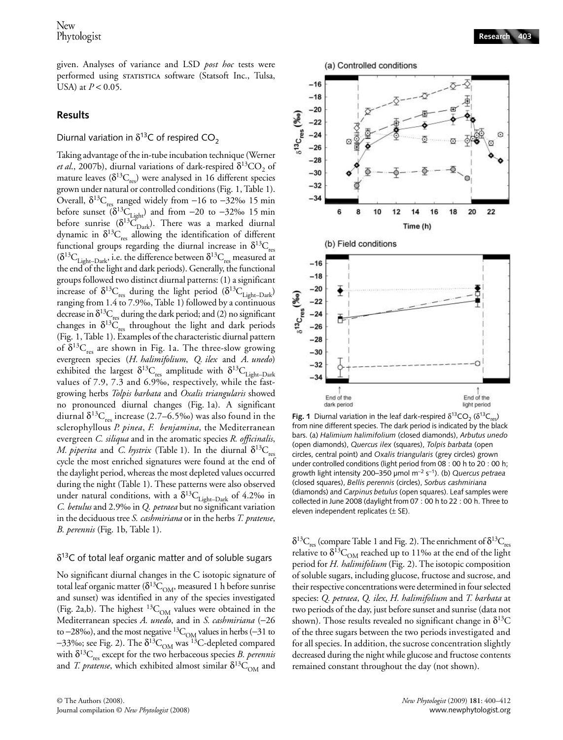given. Analyses of variance and LSD *post hoc* tests were performed using STATISTICA software (Statsoft Inc., Tulsa, USA) at $P < 0.05$.

## Results

### Diurnal variation in $\delta^{13}C$ of respired $CO_2$

Taking advantage of the in-tube incubation technique (Werner *et al.*, 2007b), diurnal variations of dark-respired $\delta^{13}CO_2$ of mature leaves ($\delta^{13}C_{res}$) were analysed in 16 different species grown under natural or controlled conditions (Fig. 1, Table 1). Overall, $\delta^{13}C_{res}$ ranged widely from −16 to −32‰ 15 min before sunset ($\delta^{13}C_{Light}$) and from −20 to −32‰ 15 min before sunrise ($\delta^{13}C_{Dark}$). There was a marked diurnal dynamic in $\delta^{13}C_{res}$ allowing the identification of different functional groups regarding the diurnal increase in $\delta^{13}C_{res}$ ($\delta^{13}C_{Light-Dark}$, i.e. the difference between $\delta^{13}C_{res}$ measured at the end of the light and dark periods). Generally, the functional groups followed two distinct diurnal patterns: (1) a significant increase of $\delta^{13}C_{res}$ during the light period ($\delta^{13}C_{Light-Dark}$) ranging from 1.4 to 7.9‰, Table 1) followed by a continuous decrease in $\delta^{13}C_{res}$ during the dark period; and (2) no significant changes in $\delta^{13}C_{res}$ throughout the light and dark periods (Fig. 1, Table 1). Examples of the characteristic diurnal pattern of $\delta^{13}C_{res}$ are shown in Fig. 1a. The three-slow growing evergreen species (*H. halimifolium*, *Q. ilex* and *A. unedo*) exhibited the largest $\delta^{13}C_{res}$ amplitude with $\delta^{13}C_{Light-Dark}$ values of 7.9, 7.3 and 6.9‰, respectively, while the fast-growing herbs *Tolpis barbata* and *Oxalis triangularis* showed no pronounced diurnal changes (Fig. 1a). A significant diurnal $\delta^{13}C_{res}$ increase (2.7–6.5‰) was also found in the sclerophyllous *P. pinea*, *F. benjamina*, the Mediterranean evergreen *C. siliqua* and in the aromatic species *R. officinalis*, *M. piperita* and *C. hystrix* (Table 1). In the diurnal $\delta^{13}C_{res}$ cycle the most enriched signatures were found at the end of the daylight period, whereas the most depleted values occurred during the night (Table 1). These patterns were also observed under natural conditions, with a $\delta^{13}C_{Light-Dark}$ of 4.2‰ in *C. betulus* and 2.9‰ in *Q. petraea* but no significant variation in the deciduous tree *S. cashmiriana* or in the herbs *T. pratense*, *B. perennis* (Fig. 1b, Table 1).

### $\delta^{13}C$ of total leaf organic matter and of soluble sugars

No significant diurnal changes in the C isotopic signature of total leaf organic matter ($\delta^{13}C_{OM}$, measured 1 h before sunrise and sunset) was identified in any of the species investigated (Fig. 2a,b). The highest $^{13}C_{OM}$ values were obtained in the Mediterranean species *A. unedo*, and in *S. cashmiriana* (−26 to −28‰), and the most negative $^{13}C_{OM}$ values in herbs (−31 to −33‰; see Fig. 2). The $\delta^{13}C_{OM}$ was $^{13}C$-depleted compared with $\delta^{13}C_{res}$ except for the two herbaceous species *B. perennis* and *T. pratense*, which exhibited almost similar $\delta^{13}C_{OM}$ and $\delta^{13}C_{res}$ (compare Table 1 and Fig. 2). The enrichment of $\delta^{13}C_{res}$ relative to $\delta^{13}C_{OM}$ reached up to 11‰ at the end of the light period for *H. halimifolium* (Fig. 2). The isotopic composition of soluble sugars, including glucose, fructose and sucrose, and their respective concentrations were determined in four selected species: *Q. petraea*, *Q. ilex*, *H. halimifolium* and *T. barbata* at two periods of the day, just before sunset and sunrise (data not shown). Those results revealed no significant change in $\delta^{13}C$ of the three sugars between the two periods investigated and for all species. In addition, the sucrose concentration slightly decreased during the night while glucose and fructose contents remained constant throughout the day (not shown).

**Fig. 1** Diurnal variation in the leaf dark-respired $\delta^{13}CO_2$ ($\delta^{13}C_{res}$) from nine different species. The dark period is indicated by the black bars. (a) *Halimium halimifolium* (closed diamonds), *Arbutus unedo* (open diamonds), *Quercus ilex* (squares), *Tolpis barbata* (open circles, central point) and *Oxalis triangularis* (grey circles) grown under controlled conditions (light period from 08 : 00 h to 20 : 00 h; growth light intensity 200–350 µmol m$^{-2}$ s$^{-1}$). (b) *Quercus petraea* (closed squares), *Bellis perennis* (circles), *Sorbus cashmiriana* (diamonds) and *Carpinus betulus* (open squares). Leaf samples were collected in June 2008 (daylight from 07 : 00 h to 22 : 00 h). Three to eleven independent replicates (± SE).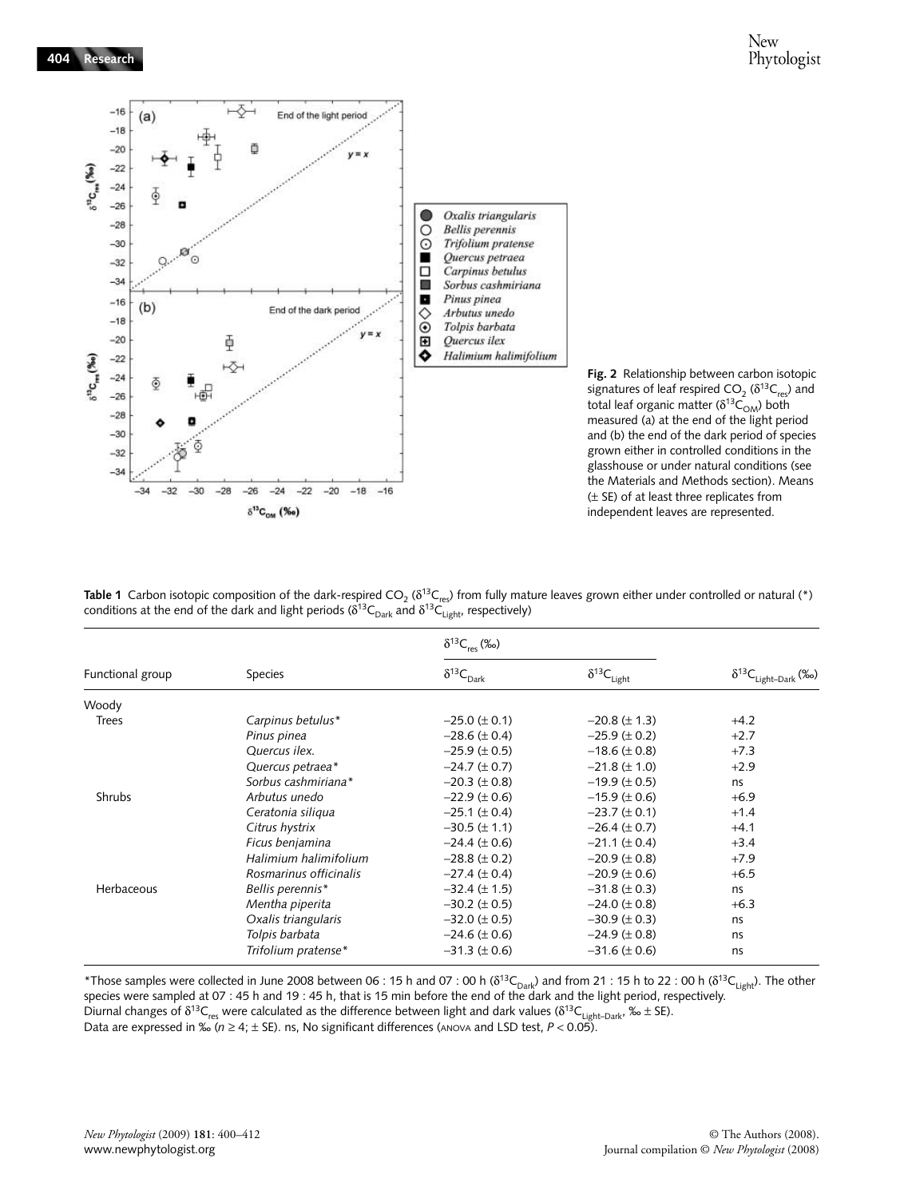**Fig. 2** Relationship between carbon isotopic signatures of leaf respired $CO_2$ ($\delta^{13}C_{res}$) and total leaf organic matter ($\delta^{13}C_{OM}$) both measured (a) at the end of the light period and (b) the end of the dark period of species grown either in controlled conditions in the glasshouse or under natural conditions (see the Materials and Methods section). Means (± SE) of at least three replicates from independent leaves are represented.

**Table 1** Carbon isotopic composition of the dark-respired $CO_2$ ($\delta^{13}C_{res}$) from fully mature leaves grown either under controlled or natural (*) conditions at the end of the dark and light periods ($\delta^{13}C_{Dark}$ and $\delta^{13}C_{Light}$, respectively)

| Functional group | Species | $\delta^{13}C_{res}$ (‰) | | |
|---|---|---|---|---|
| | | $\delta^{13}C_{Dark}$ | $\delta^{13}C_{Light}$ | $\delta^{13}C_{Light–Dark}$ (‰) |
| Woody | | | | |
| Trees | *Carpinus betulus** | –25.0 (± 0.1) | –20.8 (± 1.3) | +4.2 |
| | *Pinus pinea* | –28.6 (± 0.4) | –25.9 (± 0.2) | +2.7 |
| | *Quercus ilex.* | –25.9 (± 0.5) | –18.6 (± 0.8) | +7.3 |
| | *Quercus petraea** | –24.7 (± 0.7) | –21.8 (± 1.0) | +2.9 |
| | *Sorbus cashmiriana** | –20.3 (± 0.8) | –19.9 (± 0.5) | ns |
| Shrubs | *Arbutus unedo* | –22.9 (± 0.6) | –15.9 (± 0.6) | +6.9 |
| | *Ceratonia siliqua* | –25.1 (± 0.4) | –23.7 (± 0.1) | +1.4 |
| | *Citrus hystrix* | –30.5 (± 1.1) | –26.4 (± 0.7) | +4.1 |
| | *Ficus benjamina* | –24.4 (± 0.6) | –21.1 (± 0.4) | +3.4 |
| | *Halimium halimifolium* | –28.8 (± 0.2) | –20.9 (± 0.8) | +7.9 |
| | *Rosmarinus officinalis* | –27.4 (± 0.4) | –20.9 (± 0.6) | +6.5 |
| Herbaceous | *Bellis perennis** | –32.4 (± 1.5) | –31.8 (± 0.3) | ns |
| | *Mentha piperita* | –30.2 (± 0.5) | –24.0 (± 0.8) | +6.3 |
| | *Oxalis triangularis* | –32.0 (± 0.5) | –30.9 (± 0.3) | ns |
| | *Tolpis barbata* | –24.6 (± 0.6) | –24.9 (± 0.8) | ns |
| | *Trifolium pratense** | –31.3 (± 0.6) | –31.6 (± 0.6) | ns |

*Those samples were collected in June 2008 between 06 : 15 h and 07 : 00 h ($\delta^{13}C_{Dark}$) and from 21 : 15 h to 22 : 00 h ($\delta^{13}C_{Light}$). The other species were sampled at 07 : 45 h and 19 : 45 h, that is 15 min before the end of the dark and the light period, respectively.
Diurnal changes of $\delta^{13}C_{res}$ were calculated as the difference between light and dark values ($\delta^{13}C_{Light–Dark}$, ‰ ± SE).
Data are expressed in ‰ ($n \geq 4$; ± SE). ns, No significant differences (ANOVA and LSD test, $P < 0.05$).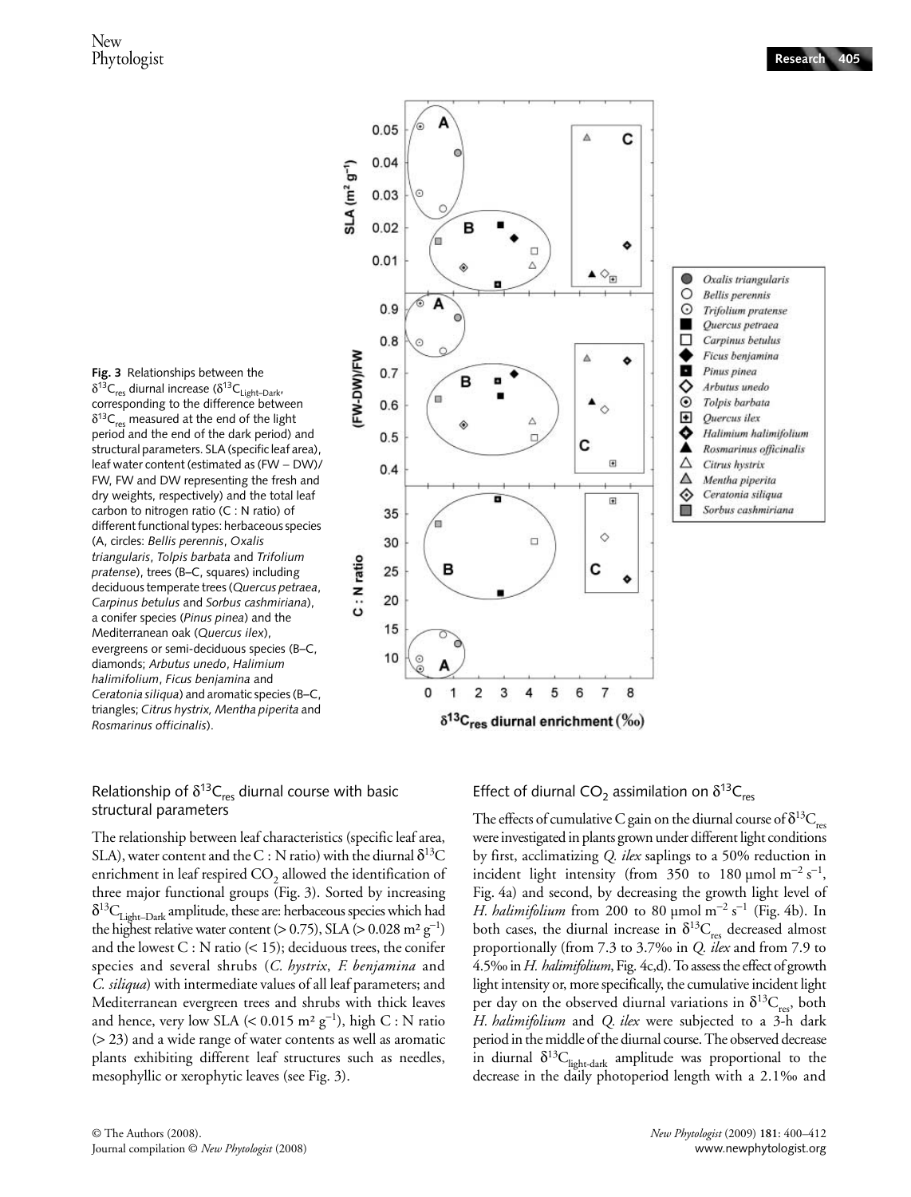**Fig. 3** Relationships between the $\delta^{13}C_{res}$ diurnal increase ($\delta^{13}C_{Light–Dark}$, corresponding to the difference between $\delta^{13}C_{res}$ measured at the end of the light period and the end of the dark period) and structural parameters. SLA (specific leaf area), leaf water content (estimated as (FW – DW)/FW, FW and DW representing the fresh and dry weights, respectively) and the total leaf carbon to nitrogen ratio (C : N ratio) of different functional types: herbaceous species (A, circles: *Bellis perennis*, *Oxalis triangularis*, *Tolpis barbata* and *Trifolium pratense*), trees (B–C, squares) including deciduous temperate trees (*Quercus petraea*, *Carpinus betulus* and *Sorbus cashmiriana*), a conifer species (*Pinus pinea*) and the Mediterranean oak (*Quercus ilex*), evergreens or semi-deciduous species (B–C, diamonds; *Arbutus unedo*, *Halimium halimifolium*, *Ficus benjamina* and *Ceratonia siliqua*) and aromatic species (B–C, triangles; *Citrus hystrix, Mentha piperita* and *Rosmarinus officinalis*).

### Relationship of $\delta^{13}C_{res}$ diurnal course with basic structural parameters

The relationship between leaf characteristics (specific leaf area, SLA), water content and the C : N ratio) with the diurnal $\delta^{13}C$ enrichment in leaf respired $CO_2$ allowed the identification of three major functional groups (Fig. 3). Sorted by increasing $\delta^{13}C_{Light–Dark}$ amplitude, these are: herbaceous species which had the highest relative water content (> 0.75), SLA (> 0.028 m² g$^{-1}$) and the lowest C : N ratio (< 15); deciduous trees, the conifer species and several shrubs (*C. hystrix*, *F. benjamina* and *C. siliqua*) with intermediate values of all leaf parameters; and Mediterranean evergreen trees and shrubs with thick leaves and hence, very low SLA (< 0.015 m² g$^{-1}$), high C : N ratio (> 23) and a wide range of water contents as well as aromatic plants exhibiting different leaf structures such as needles, mesophyllic or xerophytic leaves (see Fig. 3).

### Effect of diurnal $CO_2$ assimilation on $\delta^{13}C_{res}$

The effects of cumulative C gain on the diurnal course of $\delta^{13}C_{res}$ were investigated in plants grown under different light conditions by first, acclimatizing *Q. ilex* saplings to a 50% reduction in incident light intensity (from 350 to 180 µmol m$^{-2}$ s$^{-1}$, Fig. 4a) and second, by decreasing the growth light level of *H. halimifolium* from 200 to 80 µmol m$^{-2}$ s$^{-1}$ (Fig. 4b). In both cases, the diurnal increase in $\delta^{13}C_{res}$ decreased almost proportionally (from 7.3 to 3.7‰ in *Q. ilex* and from 7.9 to 4.5‰ in *H. halimifolium*, Fig. 4c,d). To assess the effect of growth light intensity or, more specifically, the cumulative incident light per day on the observed diurnal variations in $\delta^{13}C_{res}$, both *H. halimifolium* and *Q. ilex* were subjected to a 3-h dark period in the middle of the diurnal course. The observed decrease in diurnal $\delta^{13}C_{light-dark}$ amplitude was proportional to the decrease in the daily photoperiod length with a 2.1‰ and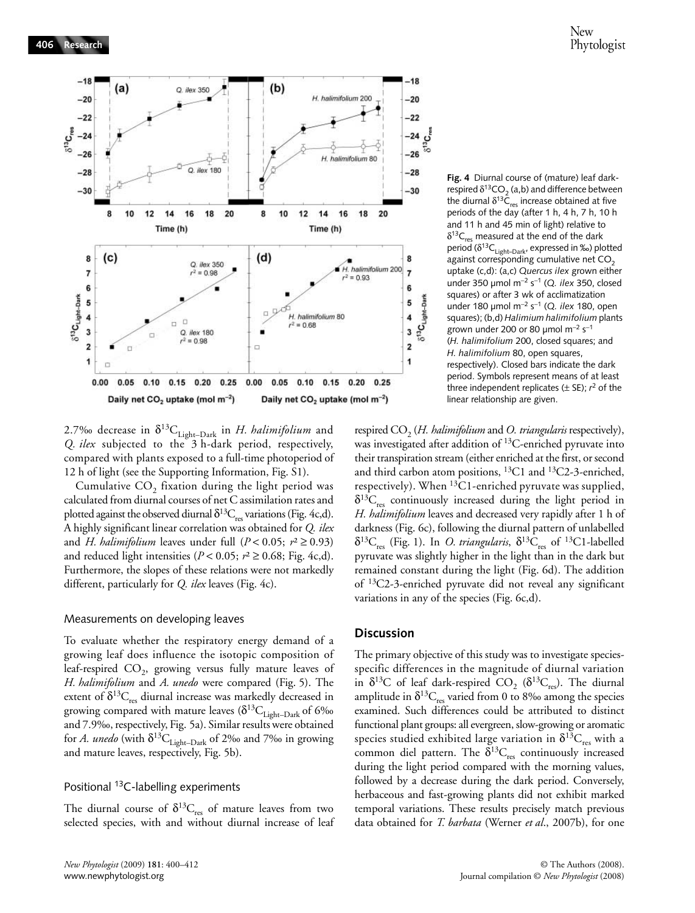**Fig. 4** Diurnal course of (mature) leaf dark-respired $\delta^{13}CO_2$ (a,b) and difference between the diurnal $\delta^{13}C_{res}$ increase obtained at five periods of the day (after 1 h, 4 h, 7 h, 10 h and 11 h and 45 min of light) relative to $\delta^{13}C_{res}$ measured at the end of the dark period ($\delta^{13}C_{Light-Dark}$, expressed in ‰) plotted against corresponding cumulative net $CO_2$ uptake (c,d): (a,c) *Quercus ilex* grown either under 350 µmol m$^{-2}$ s$^{-1}$ (*Q. ilex* 350, closed squares) or after 3 wk of acclimatization under 180 µmol m$^{-2}$ s$^{-1}$ (*Q. ilex* 180, open squares); (b,d) *Halimium halimifolium* plants grown under 200 or 80 µmol m$^{-2}$ s$^{-1}$ (*H. halimifolium* 200, closed squares; and *H. halimifolium* 80, open squares, respectively). Closed bars indicate the dark period. Symbols represent means of at least three independent replicates (± SE); $r^2$ of the linear relationship are given.

2.7‰ decrease in $\delta^{13}C_{Light-Dark}$ in *H. halimifolium* and *Q. ilex* subjected to the 3 h-dark period, respectively, compared with plants exposed to a full-time photoperiod of 12 h of light (see the Supporting Information, Fig. S1).

Cumulative $CO_2$ fixation during the light period was calculated from diurnal courses of net C assimilation rates and plotted against the observed diurnal $\delta^{13}C_{res}$ variations (Fig. 4c,d). A highly significant linear correlation was obtained for *Q. ilex* and *H. halimifolium* leaves under full ($P < 0.05$; $r^2 \geq 0.93$) and reduced light intensities ($P < 0.05$; $r^2 \geq 0.68$; Fig. 4c,d). Furthermore, the slopes of these relations were not markedly different, particularly for *Q. ilex* leaves (Fig. 4c).

### Measurements on developing leaves

To evaluate whether the respiratory energy demand of a growing leaf does influence the isotopic composition of leaf-respired $CO_2$, growing versus fully mature leaves of *H. halimifolium* and *A. unedo* were compared (Fig. 5). The extent of $\delta^{13}C_{res}$ diurnal increase was markedly decreased in growing compared with mature leaves ($\delta^{13}C_{Light-Dark}$ of 6‰ and 7.9‰, respectively, Fig. 5a). Similar results were obtained for *A. unedo* (with $\delta^{13}C_{Light-Dark}$ of 2‰ and 7‰ in growing and mature leaves, respectively, Fig. 5b).

### Positional $^{13}C$-labelling experiments

The diurnal course of $\delta^{13}C_{res}$ of mature leaves from two selected species, with and without diurnal increase of leaf respired $CO_2$ (*H. halimifolium* and *O. triangularis* respectively), was investigated after addition of $^{13}C$-enriched pyruvate into their transpiration stream (either enriched at the first, or second and third carbon atom positions, $^{13}C1$ and $^{13}C2$-3-enriched, respectively). When $^{13}C1$-enriched pyruvate was supplied, $\delta^{13}C_{res}$ continuously increased during the light period in *H. halimifolium* leaves and decreased very rapidly after 1 h of darkness (Fig. 6c), following the diurnal pattern of unlabelled $\delta^{13}C_{res}$ (Fig. 1). In *O. triangularis*, $\delta^{13}C_{res}$ of $^{13}C1$-labelled pyruvate was slightly higher in the light than in the dark but remained constant during the light (Fig. 6d). The addition of $^{13}C2$-3-enriched pyruvate did not reveal any significant variations in any of the species (Fig. 6c,d).

## Discussion

The primary objective of this study was to investigate species-specific differences in the magnitude of diurnal variation in $\delta^{13}C$ of leaf dark-respired $CO_2$ ($\delta^{13}C_{res}$). The diurnal amplitude in $\delta^{13}C_{res}$ varied from 0 to 8‰ among the species examined. Such differences could be attributed to distinct functional plant groups: all evergreen, slow-growing or aromatic species studied exhibited large variation in $\delta^{13}C_{res}$ with a common diel pattern. The $\delta^{13}C_{res}$ continuously increased during the light period compared with the morning values, followed by a decrease during the dark period. Conversely, herbaceous and fast-growing plants did not exhibit marked temporal variations. These results precisely match previous data obtained for *T. barbata* (Werner *et al*., 2007b), for one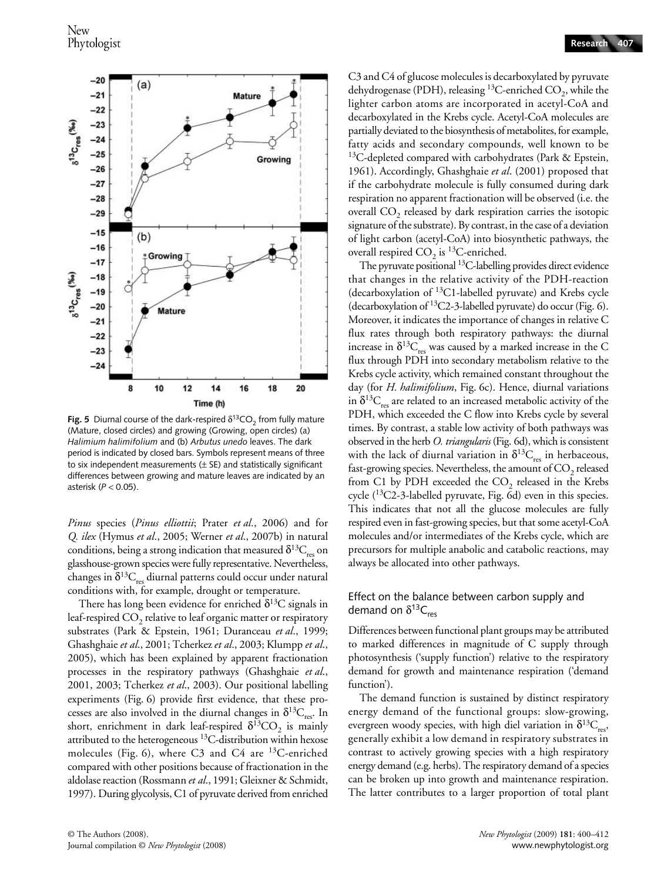**Fig. 5** Diurnal course of the dark-respired $\delta^{13}CO_2$ from fully mature (Mature, closed circles) and growing (Growing, open circles) (a) *Halimium halimifolium* and (b) *Arbutus unedo* leaves. The dark period is indicated by closed bars. Symbols represent means of three to six independent measurements (± SE) and statistically significant differences between growing and mature leaves are indicated by an asterisk ($P < 0.05$).

*Pinus* species (*Pinus elliottii*; Prater *et al*., 2006) and for *Q. ilex* (Hymus *et al*., 2005; Werner *et al*., 2007b) in natural conditions, being a strong indication that measured $\delta^{13}C_{res}$ on glasshouse-grown species were fully representative. Nevertheless, changes in $\delta^{13}C_{res}$ diurnal patterns could occur under natural conditions with, for example, drought or temperature.

There has long been evidence for enriched $\delta^{13}C$ signals in leaf-respired $CO_2$ relative to leaf organic matter or respiratory substrates (Park & Epstein, 1961; Duranceau *et al*., 1999; Ghashghaie *et al*., 2001; Tcherkez *et al*., 2003; Klumpp *et al*., 2005), which has been explained by apparent fractionation processes in the respiratory pathways (Ghashghaie *et al*., 2001, 2003; Tcherkez *et al*., 2003). Our positional labelling experiments (Fig. 6) provide first evidence, that these processes are also involved in the diurnal changes in $\delta^{13}C_{res}$. In short, enrichment in dark leaf-respired $\delta^{13}CO_2$ is mainly attributed to the heterogeneous $^{13}C$-distribution within hexose molecules (Fig. 6), where C3 and C4 are $^{13}C$-enriched compared with other positions because of fractionation in the aldolase reaction (Rossmann *et al*., 1991; Gleixner & Schmidt, 1997). During glycolysis, C1 of pyruvate derived from enriched C3 and C4 of glucose molecules is decarboxylated by pyruvate dehydrogenase (PDH), releasing $^{13}C$-enriched $CO_2$, while the lighter carbon atoms are incorporated in acetyl-CoA and decarboxylated in the Krebs cycle. Acetyl-CoA molecules are partially deviated to the biosynthesis of metabolites, for example, fatty acids and secondary compounds, well known to be $^{13}C$-depleted compared with carbohydrates (Park & Epstein, 1961). Accordingly, Ghashghaie *et al*. (2001) proposed that if the carbohydrate molecule is fully consumed during dark respiration no apparent fractionation will be observed (i.e. the overall $CO_2$ released by dark respiration carries the isotopic signature of the substrate). By contrast, in the case of a deviation of light carbon (acetyl-CoA) into biosynthetic pathways, the overall respired $CO_2$ is $^{13}C$-enriched.

The pyruvate positional $^{13}C$-labelling provides direct evidence that changes in the relative activity of the PDH-reaction (decarboxylation of $^{13}C1$-labelled pyruvate) and Krebs cycle (decarboxylation of $^{13}C2$-3-labelled pyruvate) do occur (Fig. 6). Moreover, it indicates the importance of changes in relative C flux rates through both respiratory pathways: the diurnal increase in $\delta^{13}C_{res}$ was caused by a marked increase in the C flux through PDH into secondary metabolism relative to the Krebs cycle activity, which remained constant throughout the day (for *H. halimifolium*, Fig. 6c). Hence, diurnal variations in $\delta^{13}C_{res}$ are related to an increased metabolic activity of the PDH, which exceeded the C flow into Krebs cycle by several times. By contrast, a stable low activity of both pathways was observed in the herb *O. triangularis* (Fig. 6d), which is consistent with the lack of diurnal variation in $\delta^{13}C_{res}$ in herbaceous, fast-growing species. Nevertheless, the amount of $CO_2$ released from C1 by PDH exceeded the $CO_2$ released in the Krebs cycle ($^{13}C2$-3-labelled pyruvate, Fig. 6d) even in this species. This indicates that not all the glucose molecules are fully respired even in fast-growing species, but that some acetyl-CoA molecules and/or intermediates of the Krebs cycle, which are precursors for multiple anabolic and catabolic reactions, may always be allocated into other pathways.

### Effect on the balance between carbon supply and demand on $\delta^{13}C_{res}$

Differences between functional plant groups may be attributed to marked differences in magnitude of C supply through photosynthesis ('supply function') relative to the respiratory demand for growth and maintenance respiration ('demand function').

The demand function is sustained by distinct respiratory energy demand of the functional groups: slow-growing, evergreen woody species, with high diel variation in $\delta^{13}C_{res}$, generally exhibit a low demand in respiratory substrates in contrast to actively growing species with a high respiratory energy demand (e.g. herbs). The respiratory demand of a species can be broken up into growth and maintenance respiration. The latter contributes to a larger proportion of total plant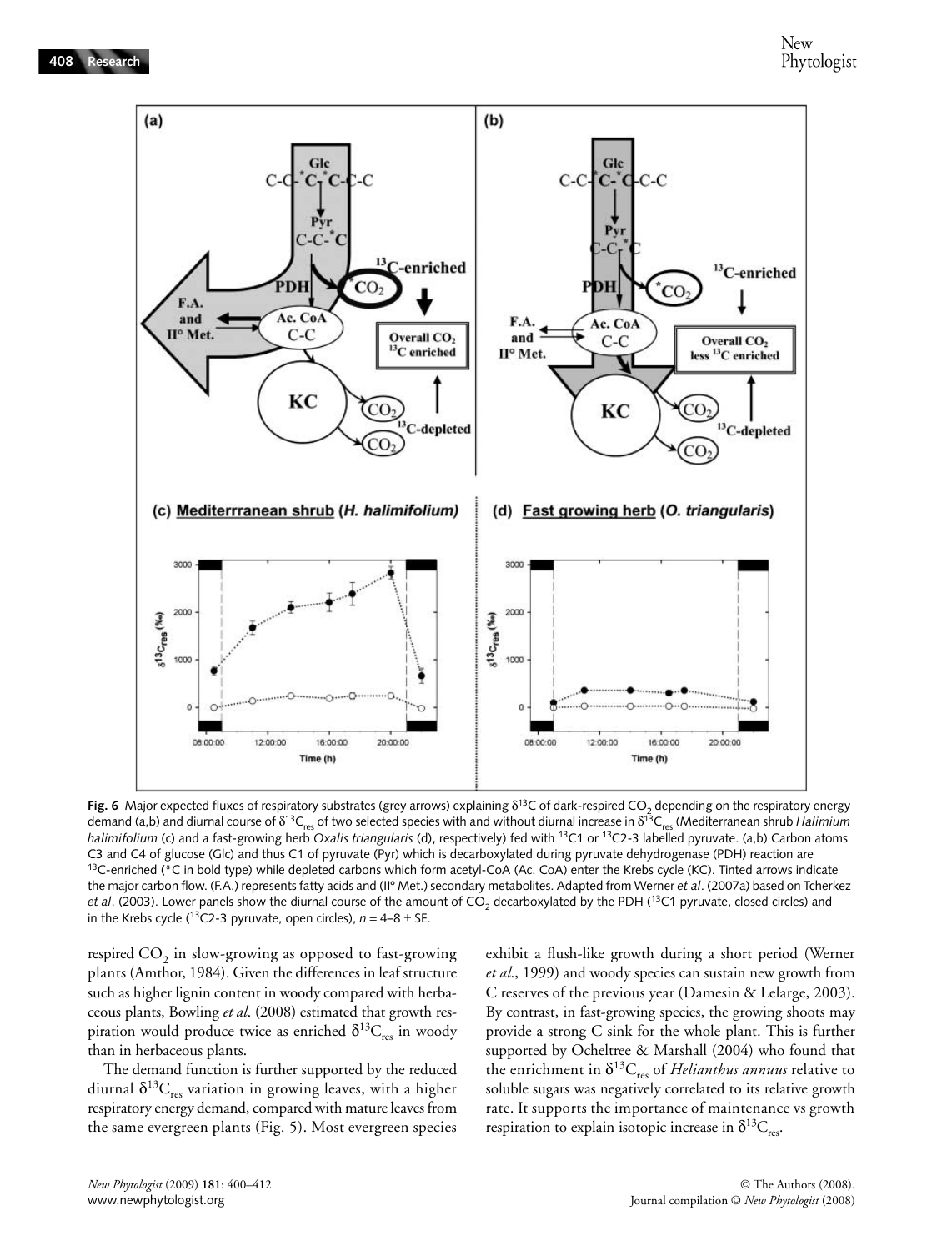**Fig. 6** Major expected fluxes of respiratory substrates (grey arrows) explaining $\delta^{13}C$ of dark-respired $CO_2$ depending on the respiratory energy demand (a,b) and diurnal course of $\delta^{13}C_{res}$ of two selected species with and without diurnal increase in $\delta^{13}C_{res}$ (Mediterranean shrub *Halimium halimifolium* (c) and a fast-growing herb *Oxalis triangularis* (d), respectively) fed with $^{13}C1$ or $^{13}C2$-3 labelled pyruvate. (a,b) Carbon atoms C3 and C4 of glucose (Glc) and thus C1 of pyruvate (Pyr) which is decarboxylated during pyruvate dehydrogenase (PDH) reaction are $^{13}C$-enriched (*C in bold type) while depleted carbons which form acetyl-CoA (Ac. CoA) enter the Krebs cycle (KC). Tinted arrows indicate the major carbon flow. (F.A.) represents fatty acids and (II° Met.) secondary metabolites. Adapted from Werner *et al*. (2007a) based on Tcherkez *et al*. (2003). Lower panels show the diurnal course of the amount of $CO_2$ decarboxylated by the PDH ($^{13}C1$ pyruvate, closed circles) and in the Krebs cycle ($^{13}C2$-3 pyruvate, open circles), $n$ = 4–8 ± SE.

respired $CO_2$ in slow-growing as opposed to fast-growing plants (Amthor, 1984). Given the differences in leaf structure such as higher lignin content in woody compared with herbaceous plants, Bowling *et al*. (2008) estimated that growth respiration would produce twice as enriched $\delta^{13}C_{res}$ in woody than in herbaceous plants.

The demand function is further supported by the reduced diurnal $\delta^{13}C_{res}$ variation in growing leaves, with a higher respiratory energy demand, compared with mature leaves from the same evergreen plants (Fig. 5). Most evergreen species exhibit a flush-like growth during a short period (Werner *et al*., 1999) and woody species can sustain new growth from C reserves of the previous year (Damesin & Lelarge, 2003). By contrast, in fast-growing species, the growing shoots may provide a strong C sink for the whole plant. This is further supported by Ocheltree & Marshall (2004) who found that the enrichment in $\delta^{13}C_{res}$ of *Helianthus annuus* relative to soluble sugars was negatively correlated to its relative growth rate. It supports the importance of maintenance vs growth respiration to explain isotopic increase in $\delta^{13}C_{res}$.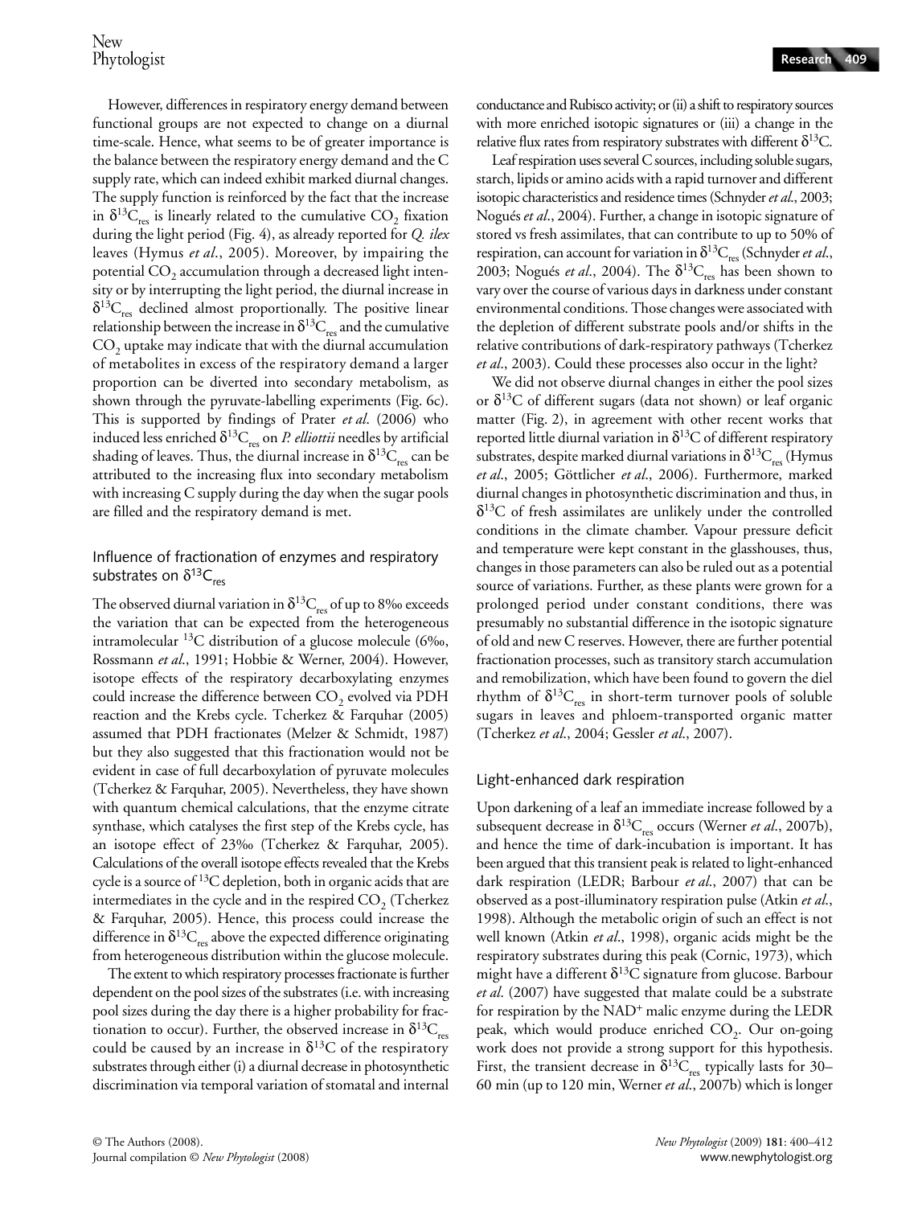However, differences in respiratory energy demand between functional groups are not expected to change on a diurnal time-scale. Hence, what seems to be of greater importance is the balance between the respiratory energy demand and the C supply rate, which can indeed exhibit marked diurnal changes. The supply function is reinforced by the fact that the increase in $\delta^{13}C_{res}$ is linearly related to the cumulative $CO_2$ fixation during the light period (Fig. 4), as already reported for *Q. ilex* leaves (Hymus *et al*., 2005). Moreover, by impairing the potential $CO_2$ accumulation through a decreased light intensity or by interrupting the light period, the diurnal increase in $\delta^{13}C_{res}$ declined almost proportionally. The positive linear relationship between the increase in $\delta^{13}C_{res}$ and the cumulative $CO_2$ uptake may indicate that with the diurnal accumulation of metabolites in excess of the respiratory demand a larger proportion can be diverted into secondary metabolism, as shown through the pyruvate-labelling experiments (Fig. 6c). This is supported by findings of Prater *et al*. (2006) who induced less enriched $\delta^{13}C_{res}$ on *P. elliottii* needles by artificial shading of leaves. Thus, the diurnal increase in $\delta^{13}C_{res}$ can be attributed to the increasing flux into secondary metabolism with increasing C supply during the day when the sugar pools are filled and the respiratory demand is met.

### Influence of fractionation of enzymes and respiratory substrates on $\delta^{13}C_{res}$

The observed diurnal variation in $\delta^{13}C_{res}$ of up to 8‰ exceeds the variation that can be expected from the heterogeneous intramolecular $^{13}C$ distribution of a glucose molecule (6‰, Rossmann *et al*., 1991; Hobbie & Werner, 2004). However, isotope effects of the respiratory decarboxylating enzymes could increase the difference between $CO_2$ evolved via PDH reaction and the Krebs cycle. Tcherkez & Farquhar (2005) assumed that PDH fractionates (Melzer & Schmidt, 1987) but they also suggested that this fractionation would not be evident in case of full decarboxylation of pyruvate molecules (Tcherkez & Farquhar, 2005). Nevertheless, they have shown with quantum chemical calculations, that the enzyme citrate synthase, which catalyses the first step of the Krebs cycle, has an isotope effect of 23‰ (Tcherkez & Farquhar, 2005). Calculations of the overall isotope effects revealed that the Krebs cycle is a source of $^{13}C$ depletion, both in organic acids that are intermediates in the cycle and in the respired $CO_2$ (Tcherkez & Farquhar, 2005). Hence, this process could increase the difference in $\delta^{13}C_{res}$ above the expected difference originating from heterogeneous distribution within the glucose molecule.

The extent to which respiratory processes fractionate is further dependent on the pool sizes of the substrates (i.e. with increasing pool sizes during the day there is a higher probability for fractionation to occur). Further, the observed increase in $\delta^{13}C_{res}$ could be caused by an increase in $\delta^{13}C$ of the respiratory substrates through either (i) a diurnal decrease in photosynthetic discrimination via temporal variation of stomatal and internal conductance and Rubisco activity; or (ii) a shift to respiratory sources with more enriched isotopic signatures or (iii) a change in the relative flux rates from respiratory substrates with different $\delta^{13}C$.

Leaf respiration uses several C sources, including soluble sugars, starch, lipids or amino acids with a rapid turnover and different isotopic characteristics and residence times (Schnyder *et al*., 2003; Nogués *et al*., 2004). Further, a change in isotopic signature of stored vs fresh assimilates, that can contribute to up to 50% of respiration, can account for variation in $\delta^{13}C_{res}$ (Schnyder *et al*., 2003; Nogués *et al*., 2004). The $\delta^{13}C_{res}$ has been shown to vary over the course of various days in darkness under constant environmental conditions. Those changes were associated with the depletion of different substrate pools and/or shifts in the relative contributions of dark-respiratory pathways (Tcherkez *et al*., 2003). Could these processes also occur in the light?

We did not observe diurnal changes in either the pool sizes or $\delta^{13}C$ of different sugars (data not shown) or leaf organic matter (Fig. 2), in agreement with other recent works that reported little diurnal variation in $\delta^{13}C$ of different respiratory substrates, despite marked diurnal variations in $\delta^{13}C_{res}$ (Hymus *et al*., 2005; Göttlicher *et al*., 2006). Furthermore, marked diurnal changes in photosynthetic discrimination and thus, in $\delta^{13}C$ of fresh assimilates are unlikely under the controlled conditions in the climate chamber. Vapour pressure deficit and temperature were kept constant in the glasshouses, thus, changes in those parameters can also be ruled out as a potential source of variations. Further, as these plants were grown for a prolonged period under constant conditions, there was presumably no substantial difference in the isotopic signature of old and new C reserves. However, there are further potential fractionation processes, such as transitory starch accumulation and remobilization, which have been found to govern the diel rhythm of $\delta^{13}C_{res}$ in short-term turnover pools of soluble sugars in leaves and phloem-transported organic matter (Tcherkez *et al*., 2004; Gessler *et al*., 2007).

### Light-enhanced dark respiration

Upon darkening of a leaf an immediate increase followed by a subsequent decrease in $\delta^{13}C_{res}$ occurs (Werner *et al*., 2007b), and hence the time of dark-incubation is important. It has been argued that this transient peak is related to light-enhanced dark respiration (LEDR; Barbour *et al*., 2007) that can be observed as a post-illuminatory respiration pulse (Atkin *et al*., 1998). Although the metabolic origin of such an effect is not well known (Atkin *et al*., 1998), organic acids might be the respiratory substrates during this peak (Cornic, 1973), which might have a different $\delta^{13}C$ signature from glucose. Barbour *et al*. (2007) have suggested that malate could be a substrate for respiration by the $NAD^+$ malic enzyme during the LEDR peak, which would produce enriched $CO_2$. Our on-going work does not provide a strong support for this hypothesis. First, the transient decrease in $\delta^{13}C_{res}$ typically lasts for 30–60 min (up to 120 min, Werner *et al*., 2007b) which is longer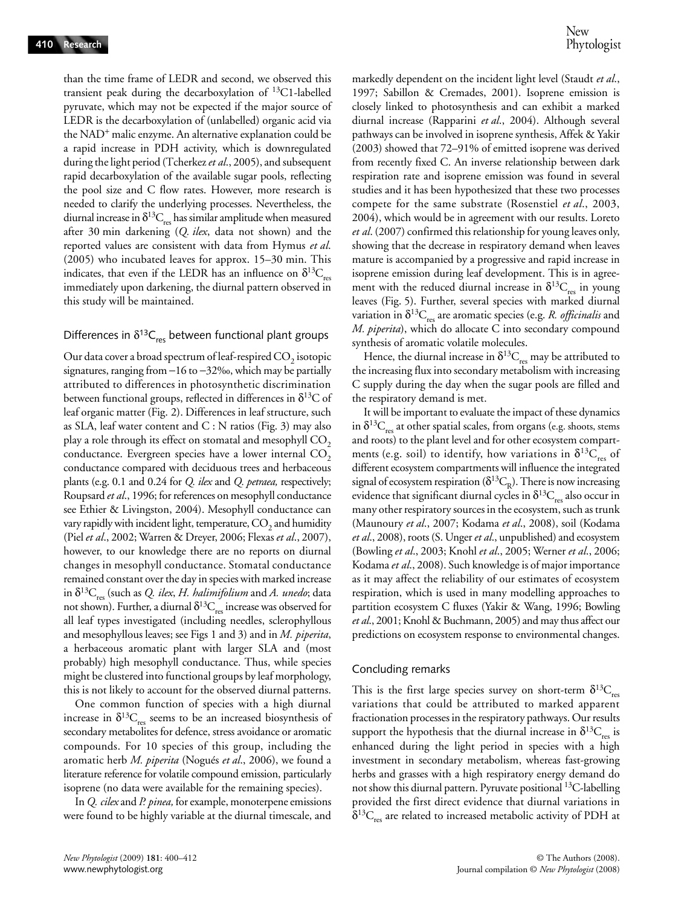than the time frame of LEDR and second, we observed this transient peak during the decarboxylation of $^{13}$C1-labelled pyruvate, which may not be expected if the major source of LEDR is the decarboxylation of (unlabelled) organic acid via the NAD$^+$ malic enzyme. An alternative explanation could be a rapid increase in PDH activity, which is downregulated during the light period (Tcherkez *et al.*, 2005), and subsequent rapid decarboxylation of the available sugar pools, reflecting the pool size and C flow rates. However, more research is needed to clarify the underlying processes. Nevertheless, the diurnal increase in $\delta^{13}C_{res}$ has similar amplitude when measured after 30 min darkening (*Q. ilex*, data not shown) and the reported values are consistent with data from Hymus *et al.* (2005) who incubated leaves for approx. 15–30 min. This indicates, that even if the LEDR has an influence on $\delta^{13}C_{res}$ immediately upon darkening, the diurnal pattern observed in this study will be maintained.

## Differences in $\delta^{13}C_{res}$ between functional plant groups

Our data cover a broad spectrum of leaf-respired $CO_2$ isotopic signatures, ranging from −16 to −32‰, which may be partially attributed to differences in photosynthetic discrimination between functional groups, reflected in differences in $\delta^{13}$C of leaf organic matter (Fig. 2). Differences in leaf structure, such as SLA, leaf water content and C : N ratios (Fig. 3) may also play a role through its effect on stomatal and mesophyll $CO_2$ conductance. Evergreen species have a lower internal $CO_2$ conductance compared with deciduous trees and herbaceous plants (e.g. 0.1 and 0.24 for *Q. ilex* and *Q. petraea,* respectively; Roupsard *et al.*, 1996; for references on mesophyll conductance see Ethier & Livingston, 2004). Mesophyll conductance can vary rapidly with incident light, temperature, $CO_2$ and humidity (Piel *et al.*, 2002; Warren & Dreyer, 2006; Flexas *et al.*, 2007), however, to our knowledge there are no reports on diurnal changes in mesophyll conductance. Stomatal conductance remained constant over the day in species with marked increase in $\delta^{13}C_{res}$ (such as *Q. ilex*, *H. halimifolium* and *A. unedo*; data not shown). Further, a diurnal $\delta^{13}C_{res}$ increase was observed for all leaf types investigated (including needles, sclerophyllous and mesophyllous leaves; see Figs 1 and 3) and in *M. piperita*, a herbaceous aromatic plant with larger SLA and (most probably) high mesophyll conductance. Thus, while species might be clustered into functional groups by leaf morphology, this is not likely to account for the observed diurnal patterns.

One common function of species with a high diurnal increase in $\delta^{13}C_{res}$ seems to be an increased biosynthesis of secondary metabolites for defence, stress avoidance or aromatic compounds. For 10 species of this group, including the aromatic herb *M. piperita* (Nogués *et al.*, 2006), we found a literature reference for volatile compound emission, particularly isoprene (no data were available for the remaining species).

In *Q. cilex* and *P. pinea,* for example, monoterpene emissions were found to be highly variable at the diurnal timescale, and markedly dependent on the incident light level (Staudt *et al.*, 1997; Sabillon & Cremades, 2001). Isoprene emission is closely linked to photosynthesis and can exhibit a marked diurnal increase (Rapparini *et al.*, 2004). Although several pathways can be involved in isoprene synthesis, Affek & Yakir (2003) showed that 72–91% of emitted isoprene was derived from recently fixed C. An inverse relationship between dark respiration rate and isoprene emission was found in several studies and it has been hypothesized that these two processes compete for the same substrate (Rosenstiel *et al.*, 2003, 2004), which would be in agreement with our results. Loreto *et al.* (2007) confirmed this relationship for young leaves only, showing that the decrease in respiratory demand when leaves mature is accompanied by a progressive and rapid increase in isoprene emission during leaf development. This is in agreement with the reduced diurnal increase in $\delta^{13}C_{res}$ in young leaves (Fig. 5). Further, several species with marked diurnal variation in $\delta^{13}C_{res}$ are aromatic species (e.g. *R. officinalis* and *M. piperita*), which do allocate C into secondary compound synthesis of aromatic volatile molecules.

Hence, the diurnal increase in $\delta^{13}C_{res}$ may be attributed to the increasing flux into secondary metabolism with increasing C supply during the day when the sugar pools are filled and the respiratory demand is met.

It will be important to evaluate the impact of these dynamics in $\delta^{13}C_{res}$ at other spatial scales, from organs (e.g. shoots, stems and roots) to the plant level and for other ecosystem compartments (e.g. soil) to identify, how variations in $\delta^{13}C_{res}$ of different ecosystem compartments will influence the integrated signal of ecosystem respiration ($\delta^{13}C_R$). There is now increasing evidence that significant diurnal cycles in $\delta^{13}C_{res}$ also occur in many other respiratory sources in the ecosystem, such as trunk (Maunoury *et al.*, 2007; Kodama *et al.*, 2008), soil (Kodama *et al.*, 2008), roots (S. Unger *et al.*, unpublished) and ecosystem (Bowling *et al.*, 2003; Knohl *et al.*, 2005; Werner *et al.*, 2006; Kodama *et al.*, 2008). Such knowledge is of major importance as it may affect the reliability of our estimates of ecosystem respiration, which is used in many modelling approaches to partition ecosystem C fluxes (Yakir & Wang, 1996; Bowling *et al.*, 2001; Knohl & Buchmann, 2005) and may thus affect our predictions on ecosystem response to environmental changes.

## Concluding remarks

This is the first large species survey on short-term $\delta^{13}C_{res}$ variations that could be attributed to marked apparent fractionation processes in the respiratory pathways. Our results support the hypothesis that the diurnal increase in $\delta^{13}C_{res}$ is enhanced during the light period in species with a high investment in secondary metabolism, whereas fast-growing herbs and grasses with a high respiratory energy demand do not show this diurnal pattern. Pyruvate positional $^{13}$C-labelling provided the first direct evidence that diurnal variations in $\delta^{13}C_{res}$ are related to increased metabolic activity of PDH at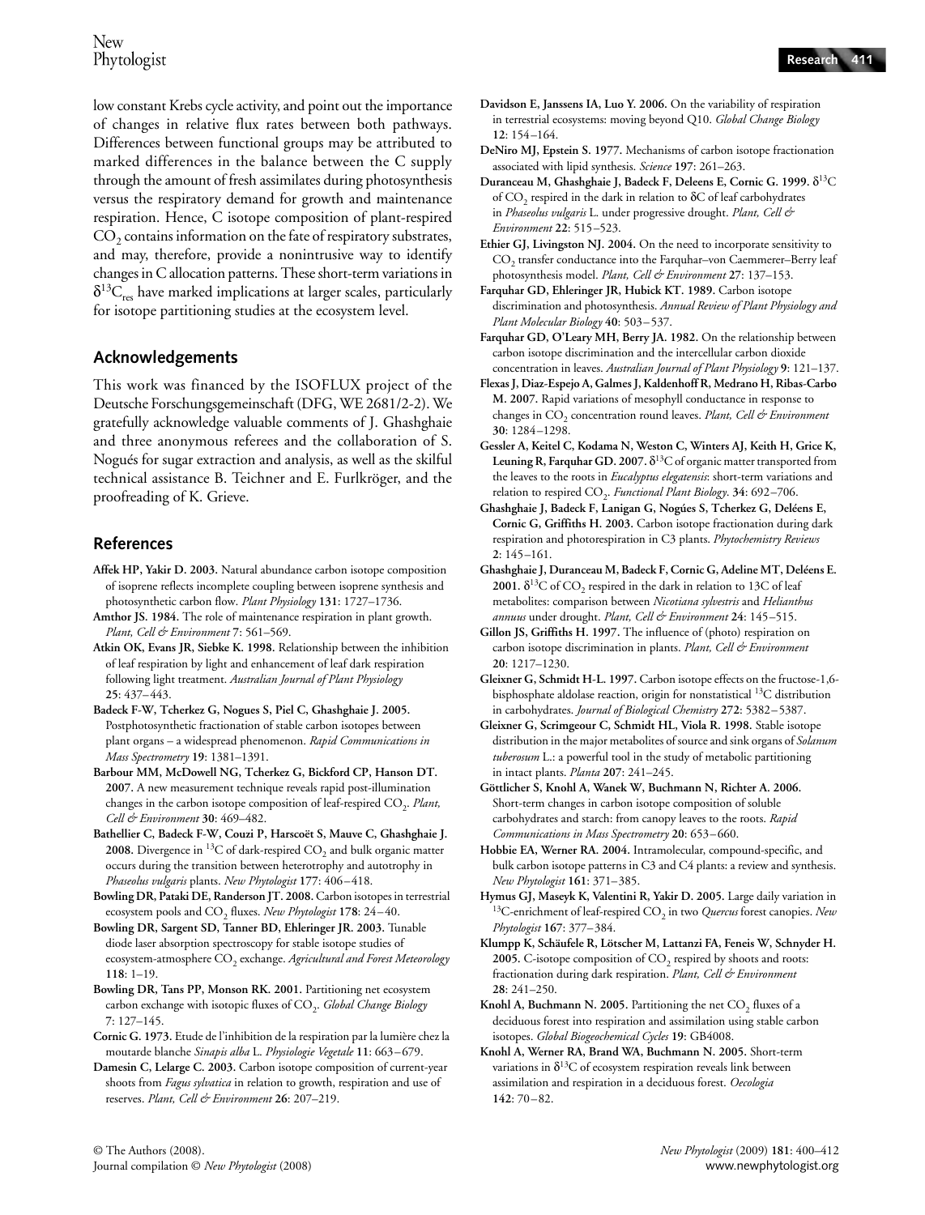low constant Krebs cycle activity, and point out the importance of changes in relative flux rates between both pathways. Differences between functional groups may be attributed to marked differences in the balance between the C supply through the amount of fresh assimilates during photosynthesis versus the respiratory demand for growth and maintenance respiration. Hence, C isotope composition of plant-respired $CO_2$ contains information on the fate of respiratory substrates, and may, therefore, provide a nonintrusive way to identify changes in C allocation patterns. These short-term variations in $\delta^{13}C_{res}$ have marked implications at larger scales, particularly for isotope partitioning studies at the ecosystem level.

## Acknowledgements

This work was financed by the ISOFLUX project of the Deutsche Forschungsgemeinschaft (DFG, WE 2681/2-2). We gratefully acknowledge valuable comments of J. Ghashghaie and three anonymous referees and the collaboration of S. Nogués for sugar extraction and analysis, as well as the skilful technical assistance B. Teichner and E. Furlkröger, and the proofreading of K. Grieve.

## References

**Affek HP, Yakir D. 2003.** Natural abundance carbon isotope composition of isoprene reflects incomplete coupling between isoprene synthesis and photosynthetic carbon flow. *Plant Physiology* **131**: 1727–1736.

**Amthor JS. 1984.** The role of maintenance respiration in plant growth. *Plant, Cell & Environment* **7**: 561–569.

**Atkin OK, Evans JR, Siebke K. 1998.** Relationship between the inhibition of leaf respiration by light and enhancement of leaf dark respiration following light treatment. *Australian Journal of Plant Physiology* **25**: 437–443.

**Badeck F-W, Tcherkez G, Nogues S, Piel C, Ghashghaie J. 2005.** Postphotosynthetic fractionation of stable carbon isotopes between plant organs – a widespread phenomenon. *Rapid Communications in Mass Spectrometry* **19**: 1381–1391.

**Barbour MM, McDowell NG, Tcherkez G, Bickford CP, Hanson DT. 2007.** A new measurement technique reveals rapid post-illumination changes in the carbon isotope composition of leaf-respired $CO_2$. *Plant, Cell & Environment* **30**: 469–482.

**Bathellier C, Badeck F-W, Couzi P, Harscoët S, Mauve C, Ghashghaie J. 2008.** Divergence in $^{13}C$ of dark-respired $CO_2$ and bulk organic matter occurs during the transition between heterotrophy and autotrophy in *Phaseolus vulgaris* plants. *New Phytologist* **177**: 406–418.

**Bowling DR, Pataki DE, Randerson JT. 2008.** Carbon isotopes in terrestrial ecosystem pools and $CO_2$ fluxes. *New Phytologist* **178**: 24–40.

**Bowling DR, Sargent SD, Tanner BD, Ehleringer JR. 2003.** Tunable diode laser absorption spectroscopy for stable isotope studies of ecosystem-atmosphere $CO_2$ exchange. *Agricultural and Forest Meteorology* **118**: 1–19.

**Bowling DR, Tans PP, Monson RK. 2001.** Partitioning net ecosystem carbon exchange with isotopic fluxes of $CO_2$. *Global Change Biology* **7**: 127–145.

**Cornic G. 1973.** Etude de l'inhibition de la respiration par la lumière chez la moutarde blanche *Sinapis alba* L. *Physiologie Vegetale* **11**: 663–679.

**Damesin C, Lelarge C. 2003.** Carbon isotope composition of current-year shoots from *Fagus sylvatica* in relation to growth, respiration and use of reserves. *Plant, Cell & Environment* **26**: 207–219.

**Davidson E, Janssens IA, Luo Y. 2006.** On the variability of respiration in terrestrial ecosystems: moving beyond Q10. *Global Change Biology* **12**: 154–164.

**DeNiro MJ, Epstein S. 1977.** Mechanisms of carbon isotope fractionation associated with lipid synthesis. *Science* **197**: 261–263.

**Duranceau M, Ghashghaie J, Badeck F, Deleens E, Cornic G. 1999.** $\delta^{13}C$ of $CO_2$ respired in the dark in relation to $\delta C$ of leaf carbohydrates in *Phaseolus vulgaris* L. under progressive drought. *Plant, Cell & Environment* **22**: 515–523.

**Ethier GJ, Livingston NJ. 2004.** On the need to incorporate sensitivity to $CO_2$ transfer conductance into the Farquhar–von Caemmerer–Berry leaf photosynthesis model. *Plant, Cell & Environment* **27**: 137–153.

**Farquhar GD, Ehleringer JR, Hubick KT. 1989.** Carbon isotope discrimination and photosynthesis. *Annual Review of Plant Physiology and Plant Molecular Biology* **40**: 503–537.

**Farquhar GD, O'Leary MH, Berry JA. 1982.** On the relationship between carbon isotope discrimination and the intercellular carbon dioxide concentration in leaves. *Australian Journal of Plant Physiology* **9**: 121–137.

**Flexas J, Diaz-Espejo A, Galmes J, Kaldenhoff R, Medrano H, Ribas-Carbo M. 2007.** Rapid variations of mesophyll conductance in response to changes in $CO_2$ concentration round leaves. *Plant, Cell & Environment* **30**: 1284–1298.

**Gessler A, Keitel C, Kodama N, Weston C, Winters AJ, Keith H, Grice K, Leuning R, Farquhar GD. 2007.** $\delta^{13}C$ of organic matter transported from the leaves to the roots in *Eucalyptus elegatensis*: short-term variations and relation to respired $CO_2$. *Functional Plant Biology*. **34**: 692–706.

**Ghashghaie J, Badeck F, Lanigan G, Nogúes S, Tcherkez G, Deléens E, Cornic G, Griffiths H. 2003.** Carbon isotope fractionation during dark respiration and photorespiration in C3 plants. *Phytochemistry Reviews* **2**: 145–161.

**Ghashghaie J, Duranceau M, Badeck F, Cornic G, Adeline MT, Deléens E. 2001.** $\delta^{13}C$ of $CO_2$ respired in the dark in relation to 13C of leaf metabolites: comparison between *Nicotiana sylvestris* and *Helianthus annuus* under drought. *Plant, Cell & Environment* **24**: 145–515.

**Gillon JS, Griffiths H. 1997.** The influence of (photo) respiration on carbon isotope discrimination in plants. *Plant, Cell & Environment* **20**: 1217–1230.

**Gleixner G, Schmidt H-L. 1997.** Carbon isotope effects on the fructose-1,6-bisphosphate aldolase reaction, origin for nonstatistical $^{13}C$ distribution in carbohydrates. *Journal of Biological Chemistry* **272**: 5382–5387.

**Gleixner G, Scrimgeour C, Schmidt HL, Viola R. 1998.** Stable isotope distribution in the major metabolites of source and sink organs of *Solanum tuberosum* L.: a powerful tool in the study of metabolic partitioning in intact plants. *Planta* **207**: 241–245.

**Göttlicher S, Knohl A, Wanek W, Buchmann N, Richter A. 2006.** Short-term changes in carbon isotope composition of soluble carbohydrates and starch: from canopy leaves to the roots. *Rapid Communications in Mass Spectrometry* **20**: 653–660.

**Hobbie EA, Werner RA. 2004.** Intramolecular, compound-specific, and bulk carbon isotope patterns in C3 and C4 plants: a review and synthesis. *New Phytologist* **161**: 371–385.

**Hymus GJ, Maseyk K, Valentini R, Yakir D. 2005.** Large daily variation in $^{13}C$-enrichment of leaf-respired $CO_2$ in two *Quercus* forest canopies. *New Phytologist* **167**: 377–384.

**Klumpp K, Schäufele R, Lötscher M, Lattanzi FA, Feneis W, Schnyder H. 2005.** C-isotope composition of $CO_2$ respired by shoots and roots: fractionation during dark respiration. *Plant, Cell & Environment* **28**: 241–250.

**Knohl A, Buchmann N. 2005.** Partitioning the net $CO_2$ fluxes of a deciduous forest into respiration and assimilation using stable carbon isotopes. *Global Biogeochemical Cycles* **19**: GB4008.

**Knohl A, Werner RA, Brand WA, Buchmann N. 2005.** Short-term variations in $\delta^{13}C$ of ecosystem respiration reveals link between assimilation and respiration in a deciduous forest. *Oecologia* **142**: 70–82.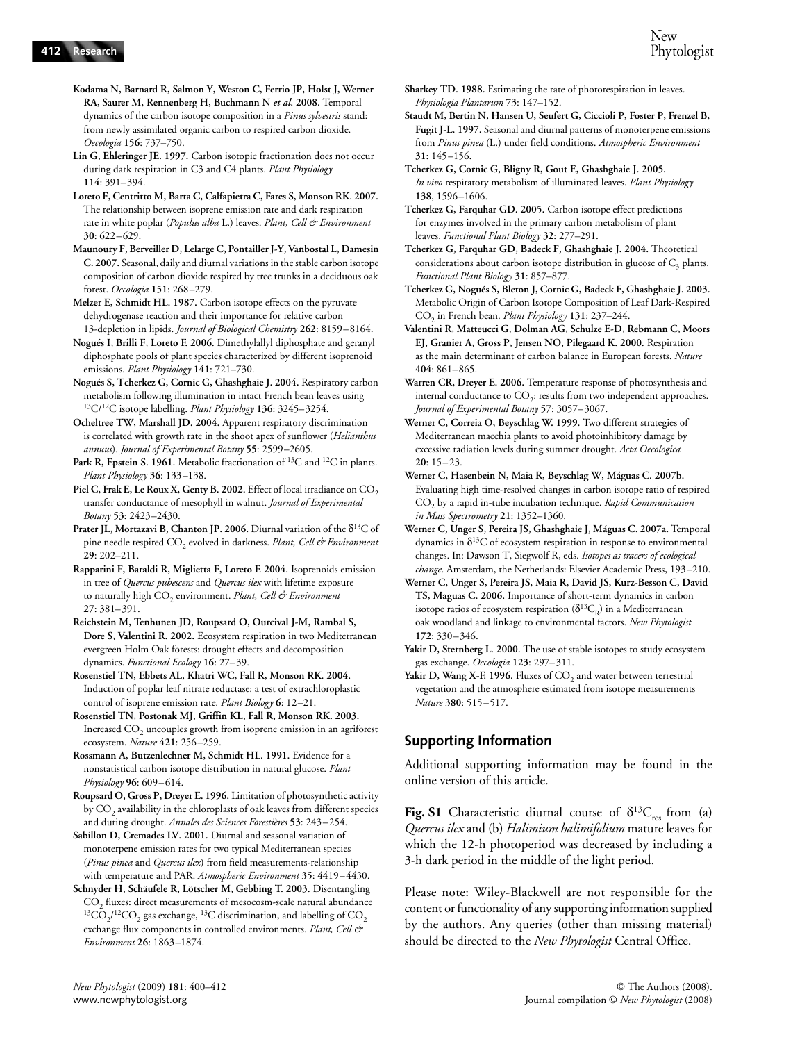**Kodama N, Barnard R, Salmon Y, Weston C, Ferrio JP, Holst J, Werner RA, Saurer M, Rennenberg H, Buchmann N *et al.* 2008.** Temporal dynamics of the carbon isotope composition in a *Pinus sylvestris* stand: from newly assimilated organic carbon to respired carbon dioxide. *Oecologia* **156**: 737–750.

**Lin G, Ehleringer JE. 1997.** Carbon isotopic fractionation does not occur during dark respiration in C3 and C4 plants. *Plant Physiology* **114**: 391–394.

**Loreto F, Centritto M, Barta C, Calfapietra C, Fares S, Monson RK. 2007.** The relationship between isoprene emission rate and dark respiration rate in white poplar (*Populus alba* L.) leaves. *Plant, Cell & Environment* **30**: 622–629.

**Maunoury F, Berveiller D, Lelarge C, Pontailler J-Y, Vanbostal L, Damesin C. 2007.** Seasonal, daily and diurnal variations in the stable carbon isotope composition of carbon dioxide respired by tree trunks in a deciduous oak forest. *Oecologia* **151**: 268–279.

**Melzer E, Schmidt HL. 1987.** Carbon isotope effects on the pyruvate dehydrogenase reaction and their importance for relative carbon 13-depletion in lipids. *Journal of Biological Chemistry* **262**: 8159–8164.

**Nogués I, Brilli F, Loreto F. 2006.** Dimethylallyl diphosphate and geranyl diphosphate pools of plant species characterized by different isoprenoid emissions. *Plant Physiology* **141**: 721–730.

**Nogués S, Tcherkez G, Cornic G, Ghashghaie J. 2004.** Respiratory carbon metabolism following illumination in intact French bean leaves using $^{13}C/^{12}C$ isotope labelling. *Plant Physiology* **136**: 3245–3254.

**Ocheltree TW, Marshall JD. 2004.** Apparent respiratory discrimination is correlated with growth rate in the shoot apex of sunflower (*Helianthus annuus*). *Journal of Experimental Botany* **55**: 2599–2605.

**Park R, Epstein S. 1961.** Metabolic fractionation of $^{13}C$ and $^{12}C$ in plants. *Plant Physiology* **36**: 133–138.

**Piel C, Frak E, Le Roux X, Genty B. 2002.** Effect of local irradiance on $CO_2$ transfer conductance of mesophyll in walnut. *Journal of Experimental Botany* **53**: 2423–2430.

**Prater JL, Mortazavi B, Chanton JP. 2006.** Diurnal variation of the $\delta^{13}C$ of pine needle respired $CO_2$ evolved in darkness. *Plant, Cell & Environment* **29**: 202–211.

**Rapparini F, Baraldi R, Miglietta F, Loreto F. 2004.** Isoprenoids emission in tree of *Quercus pubescens* and *Quercus ilex* with lifetime exposure to naturally high $CO_2$ environment. *Plant, Cell & Environment* **27**: 381–391.

**Reichstein M, Tenhunen JD, Roupsard O, Ourcival J-M, Rambal S, Dore S, Valentini R. 2002.** Ecosystem respiration in two Mediterranean evergreen Holm Oak forests: drought effects and decomposition dynamics. *Functional Ecology* **16**: 27–39.

**Rosenstiel TN, Ebbets AL, Khatri WC, Fall R, Monson RK. 2004.** Induction of poplar leaf nitrate reductase: a test of extrachloroplastic control of isoprene emission rate. *Plant Biology* **6**: 12–21.

**Rosenstiel TN, Postonak MJ, Griffin KL, Fall R, Monson RK. 2003.** Increased $CO_2$ uncouples growth from isoprene emission in an agriforest ecosystem. *Nature* **421**: 256–259.

**Rossmann A, Butzenlechner M, Schmidt HL. 1991.** Evidence for a nonstatistical carbon isotope distribution in natural glucose. *Plant Physiology* **96**: 609–614.

**Roupsard O, Gross P, Dreyer E. 1996.** Limitation of photosynthetic activity by $CO_2$ availability in the chloroplasts of oak leaves from different species and during drought. *Annales des Sciences Forestières* **53**: 243–254.

**Sabillon D, Cremades LV. 2001.** Diurnal and seasonal variation of monoterpene emission rates for two typical Mediterranean species (*Pinus pinea* and *Quercus ilex*) from field measurements-relationship with temperature and PAR. *Atmospheric Environment* **35**: 4419–4430.

**Schnyder H, Schäufele R, Lötscher M, Gebbing T. 2003.** Disentangling $CO_2$ fluxes: direct measurements of mesocosm-scale natural abundance $^{13}CO_2/^{12}CO_2$ gas exchange, $^{13}C$ discrimination, and labelling of $CO_2$ exchange flux components in controlled environments. *Plant, Cell & Environment* **26**: 1863–1874.

**Sharkey TD. 1988.** Estimating the rate of photorespiration in leaves. *Physiologia Plantarum* **73**: 147–152.

**Staudt M, Bertin N, Hansen U, Seufert G, Ciccioli P, Foster P, Frenzel B, Fugit J-L. 1997.** Seasonal and diurnal patterns of monoterpene emissions from *Pinus pinea* (L.) under field conditions. *Atmospheric Environment* **31**: 145–156.

**Tcherkez G, Cornic G, Bligny R, Gout E, Ghashghaie J. 2005.** *In vivo* respiratory metabolism of illuminated leaves. *Plant Physiology* **138**, 1596–1606.

**Tcherkez G, Farquhar GD. 2005.** Carbon isotope effect predictions for enzymes involved in the primary carbon metabolism of plant leaves. *Functional Plant Biology* **32**: 277–291.

**Tcherkez G, Farquhar GD, Badeck F, Ghashghaie J. 2004.** Theoretical considerations about carbon isotope distribution in glucose of $C_3$ plants. *Functional Plant Biology* **31**: 857–877.

**Tcherkez G, Nogués S, Bleton J, Cornic G, Badeck F, Ghashghaie J. 2003.** Metabolic Origin of Carbon Isotope Composition of Leaf Dark-Respired $CO_2$ in French bean. *Plant Physiology* **131**: 237–244.

**Valentini R, Matteucci G, Dolman AG, Schulze E-D, Rebmann C, Moors EJ, Granier A, Gross P, Jensen NO, Pilegaard K. 2000.** Respiration as the main determinant of carbon balance in European forests. *Nature* **404**: 861–865.

**Warren CR, Dreyer E. 2006.** Temperature response of photosynthesis and internal conductance to $CO_2$: results from two independent approaches. *Journal of Experimental Botany* **57**: 3057–3067.

**Werner C, Correia O, Beyschlag W. 1999.** Two different strategies of Mediterranean macchia plants to avoid photoinhibitory damage by excessive radiation levels during summer drought. *Acta Oecologica* **20**: 15–23.

**Werner C, Hasenbein N, Maia R, Beyschlag W, Máguas C. 2007b.** Evaluating high time-resolved changes in carbon isotope ratio of respired $CO_2$ by a rapid in-tube incubation technique. *Rapid Communication in Mass Spectrometry* **21**: 1352–1360.

**Werner C, Unger S, Pereira JS, Ghashghaie J, Máguas C. 2007a.** Temporal dynamics in $\delta^{13}C$ of ecosystem respiration in response to environmental changes. In: Dawson T, Siegwolf R, eds. *Isotopes as tracers of ecological change*. Amsterdam, the Netherlands: Elsevier Academic Press, 193–210.

**Werner C, Unger S, Pereira JS, Maia R, David JS, Kurz-Besson C, David TS, Maguas C. 2006.** Importance of short-term dynamics in carbon isotope ratios of ecosystem respiration ($\delta^{13}C_R$) in a Mediterranean oak woodland and linkage to environmental factors. *New Phytologist* **172**: 330–346.

**Yakir D, Sternberg L. 2000.** The use of stable isotopes to study ecosystem gas exchange. *Oecologia* **123**: 297–311.

**Yakir D, Wang X-F. 1996.** Fluxes of $CO_2$ and water between terrestrial vegetation and the atmosphere estimated from isotope measurements *Nature* **380**: 515–517.

## Supporting Information

Additional supporting information may be found in the online version of this article.

**Fig. S1** Characteristic diurnal course of $\delta^{13}C_{res}$ from (a) *Quercus ilex* and (b) *Halimium halimifolium* mature leaves for which the 12-h photoperiod was decreased by including a 3-h dark period in the middle of the light period.

Please note: Wiley-Blackwell are not responsible for the content or functionality of any supporting information supplied by the authors. Any queries (other than missing material) should be directed to the *New Phytologist* Central Office.